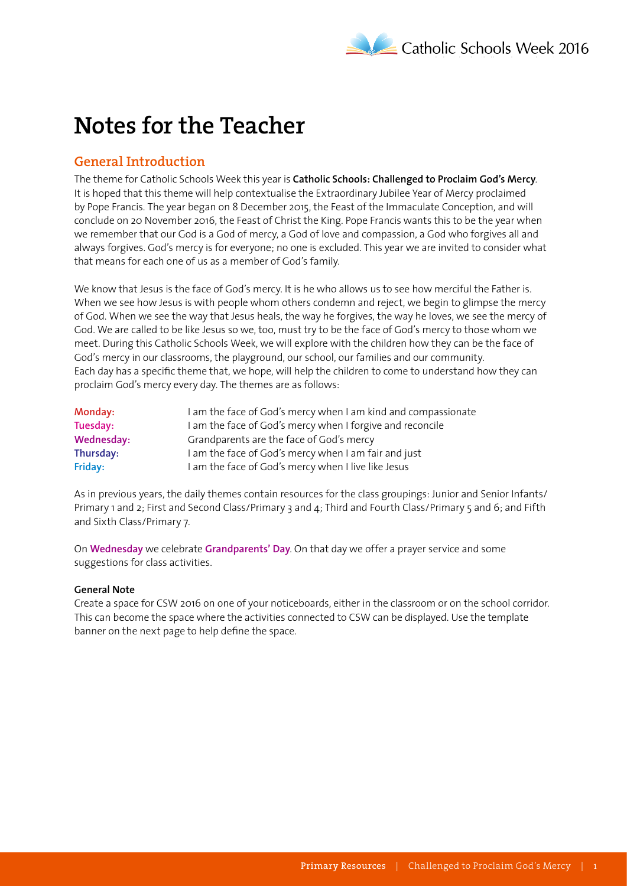# Notes for the Teacher

## General Introduction

The theme for Catholic Schools Week this year is **Catholic Schools: Challenged to Proclaim God's Mercy**. It is hoped that this theme will help contextualise the Extraordinary Jubilee Year of Mercy proclaimed by Pope Francis. The year began on 8 December 2015, the Feast of the Immaculate Conception, and will conclude on 20 November 2016, the Feast of Christ the King. Pope Francis wants this to be the year when we remember that our God is a God of mercy, a God of love and compassion, a God who forgives all and always forgives. God's mercy is for everyone; no one is excluded. This year we are invited to consider what that means for each one of us as a member of God's family.

We know that Jesus is the face of God's mercy. It is he who allows us to see how merciful the Father is. When we see how Jesus is with people whom others condemn and reject, we begin to glimpse the mercy of God. When we see the way that Jesus heals, the way he forgives, the way he loves, we see the mercy of God. We are called to be like Jesus so we, too, must try to be the face of God's mercy to those whom we meet. During this Catholic Schools Week, we will explore with the children how they can be the face of God's mercy in our classrooms, the playground, our school, our families and our community. Each day has a specific theme that, we hope, will help the children to come to understand how they can proclaim God's mercy every day. The themes are as follows:

| | |
|---|---|
| **Monday:** | I am the face of God's mercy when I am kind and compassionate |
| **Tuesday:** | I am the face of God's mercy when I forgive and reconcile |
| **Wednesday:** | Grandparents are the face of God's mercy |
| **Thursday:** | I am the face of God's mercy when I am fair and just |
| **Friday:** | I am the face of God's mercy when I live like Jesus |

As in previous years, the daily themes contain resources for the class groupings: Junior and Senior Infants/ Primary 1 and 2; First and Second Class/Primary 3 and 4; Third and Fourth Class/Primary 5 and 6; and Fifth and Sixth Class/Primary 7.

On **Wednesday** we celebrate **Grandparents' Day**. On that day we offer a prayer service and some suggestions for class activities.

**General Note**

Create a space for CSW 2016 on one of your noticeboards, either in the classroom or on the school corridor. This can become the space where the activities connected to CSW can be displayed. Use the template banner on the next page to help define the space.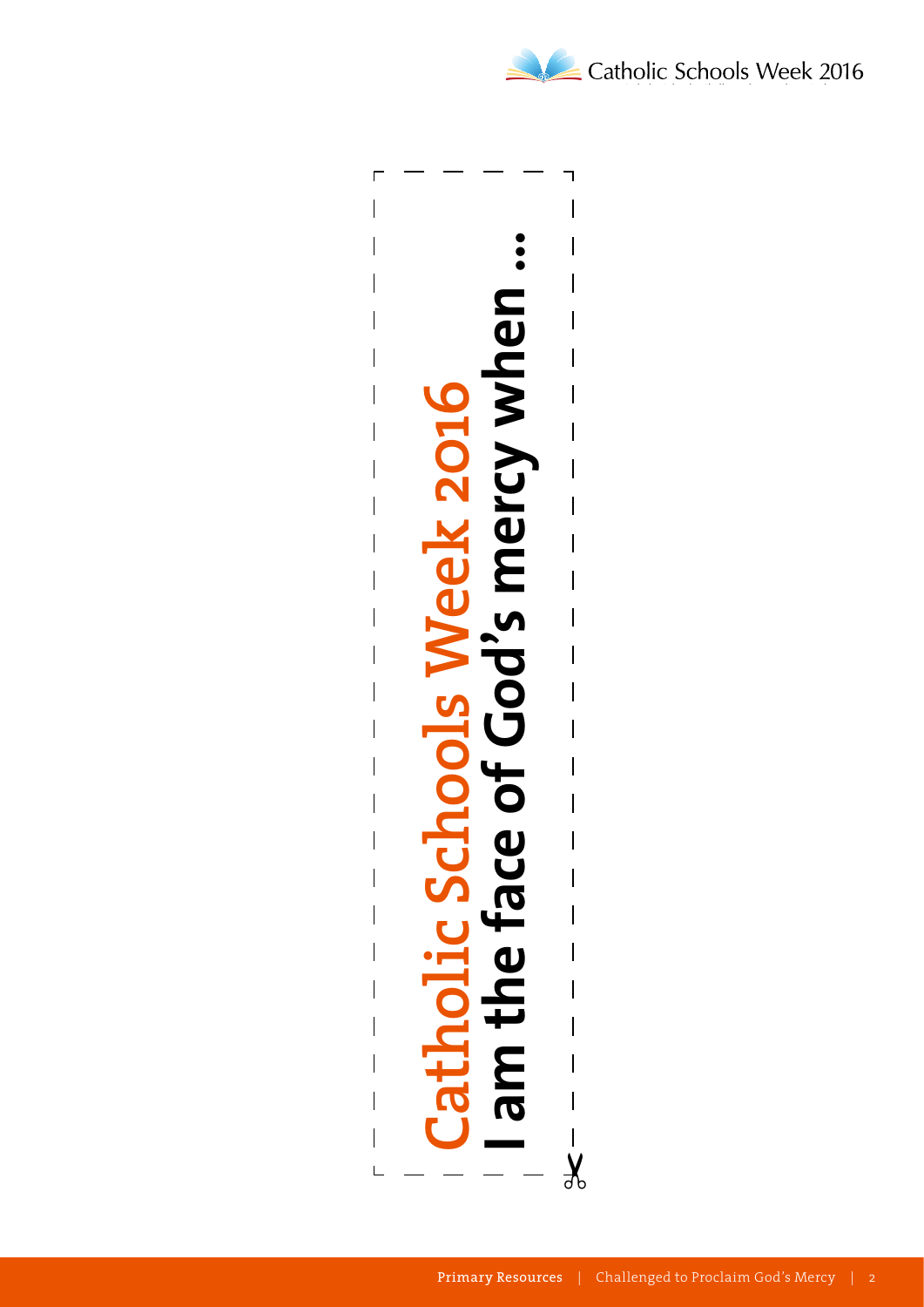**Catholic Schools Week 2016**

**I am the face of God's mercy when …**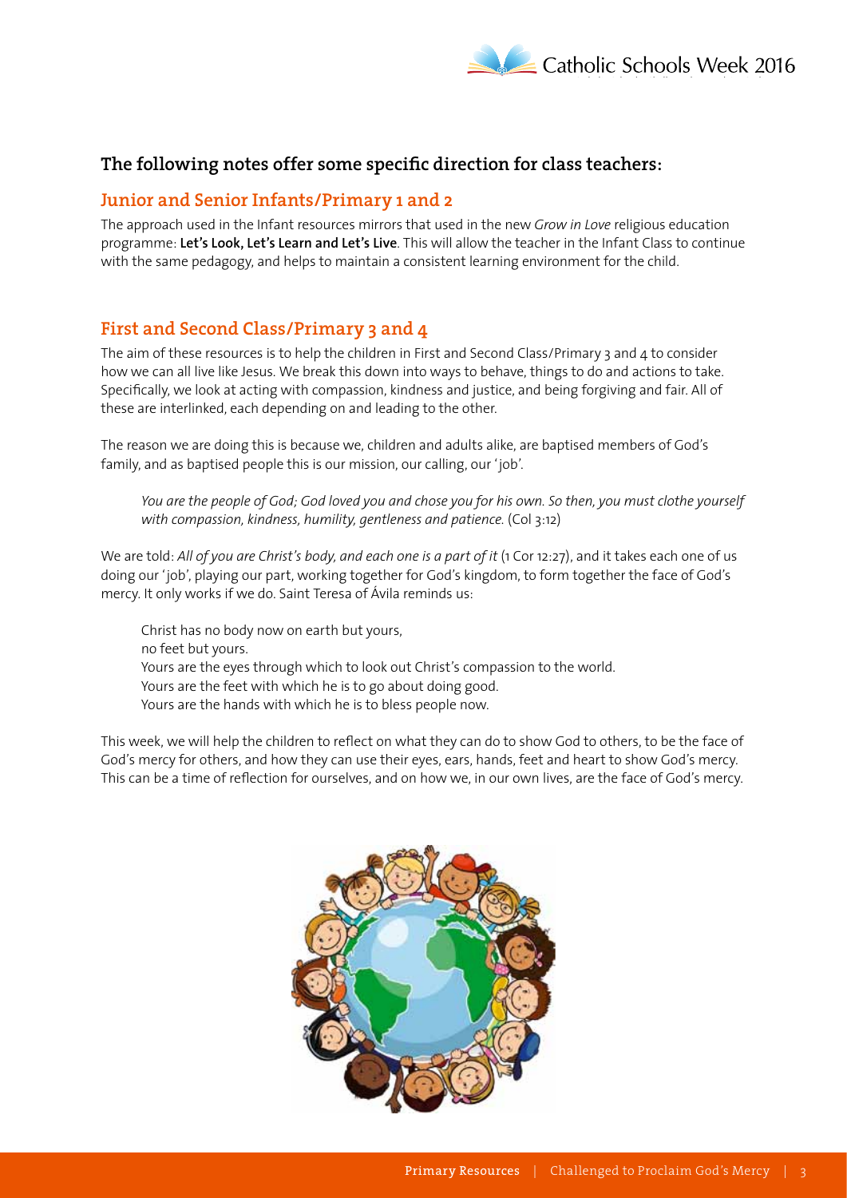## The following notes offer some specific direction for class teachers:

### Junior and Senior Infants/Primary 1 and 2

The approach used in the Infant resources mirrors that used in the new *Grow in Love* religious education programme: **Let's Look, Let's Learn and Let's Live**. This will allow the teacher in the Infant Class to continue with the same pedagogy, and helps to maintain a consistent learning environment for the child.

### First and Second Class/Primary 3 and 4

The aim of these resources is to help the children in First and Second Class/Primary 3 and 4 to consider how we can all live like Jesus. We break this down into ways to behave, things to do and actions to take. Specifically, we look at acting with compassion, kindness and justice, and being forgiving and fair. All of these are interlinked, each depending on and leading to the other.

The reason we are doing this is because we, children and adults alike, are baptised members of God's family, and as baptised people this is our mission, our calling, our 'job'.

> *You are the people of God; God loved you and chose you for his own. So then, you must clothe yourself with compassion, kindness, humility, gentleness and patience.* (Col 3:12)

We are told: *All of you are Christ's body, and each one is a part of it* (1 Cor 12:27), and it takes each one of us doing our 'job', playing our part, working together for God's kingdom, to form together the face of God's mercy. It only works if we do. Saint Teresa of Ávila reminds us:

> Christ has no body now on earth but yours,
> no feet but yours.
> Yours are the eyes through which to look out Christ's compassion to the world.
> Yours are the feet with which he is to go about doing good.
> Yours are the hands with which he is to bless people now.

This week, we will help the children to reflect on what they can do to show God to others, to be the face of God's mercy for others, and how they can use their eyes, ears, hands, feet and heart to show God's mercy. This can be a time of reflection for ourselves, and on how we, in our own lives, are the face of God's mercy.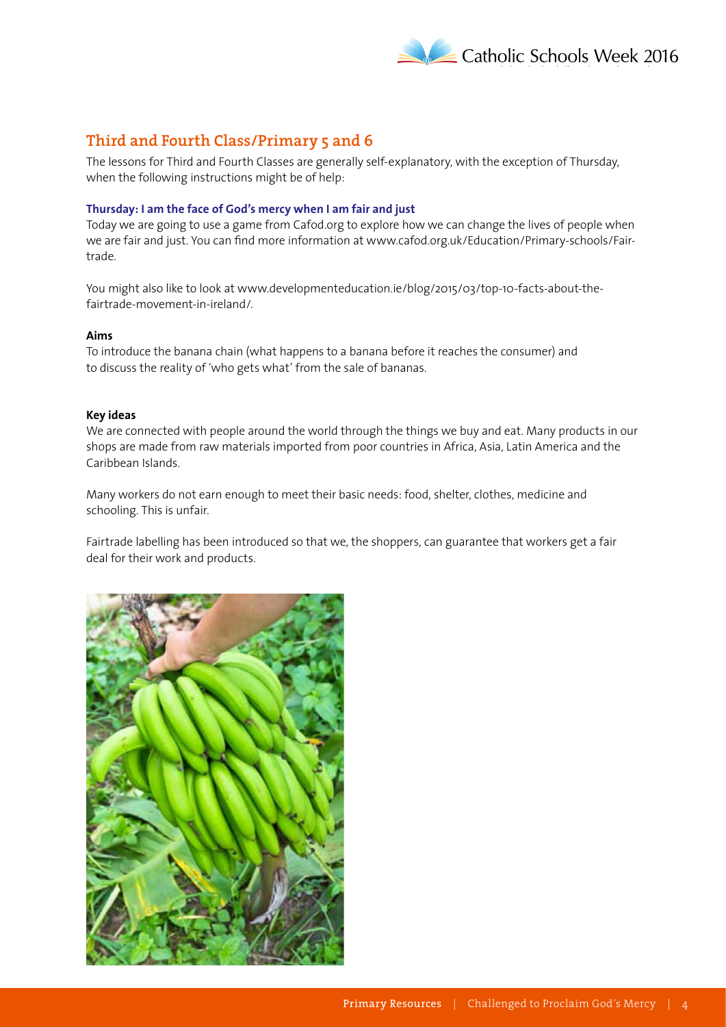## Third and Fourth Class/Primary 5 and 6

The lessons for Third and Fourth Classes are generally self-explanatory, with the exception of Thursday, when the following instructions might be of help:

### Thursday: I am the face of God's mercy when I am fair and just

Today we are going to use a game from Cafod.org to explore how we can change the lives of people when we are fair and just. You can find more information at www.cafod.org.uk/Education/Primary-schools/Fair-trade.

You might also like to look at www.developmenteducation.ie/blog/2015/03/top-10-facts-about-the-fairtrade-movement-in-ireland/.

**Aims**

To introduce the banana chain (what happens to a banana before it reaches the consumer) and to discuss the reality of 'who gets what' from the sale of bananas.

**Key ideas**

We are connected with people around the world through the things we buy and eat. Many products in our shops are made from raw materials imported from poor countries in Africa, Asia, Latin America and the Caribbean Islands.

Many workers do not earn enough to meet their basic needs: food, shelter, clothes, medicine and schooling. This is unfair.

Fairtrade labelling has been introduced so that we, the shoppers, can guarantee that workers get a fair deal for their work and products.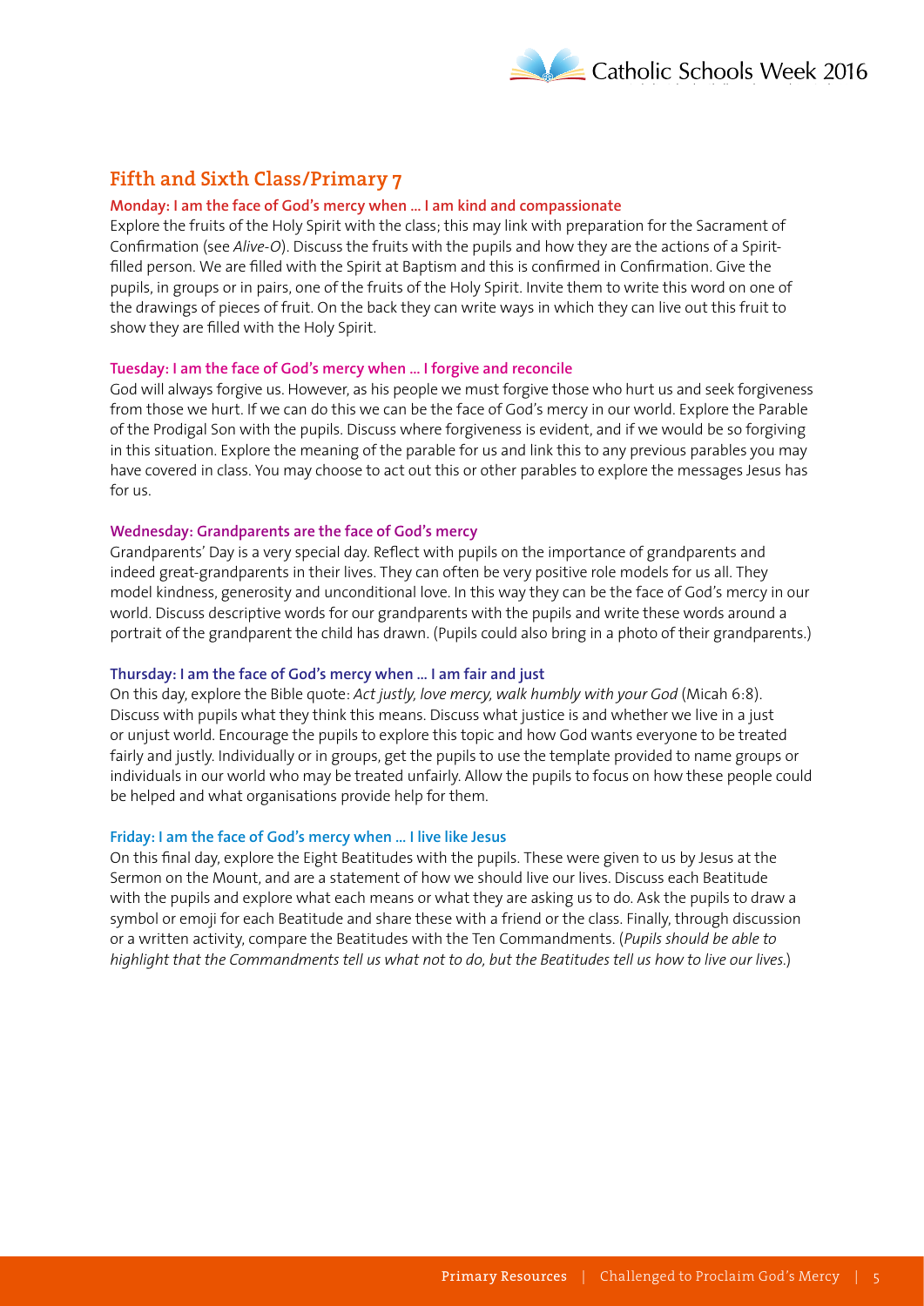## Fifth and Sixth Class/Primary 7

#### Monday: I am the face of God's mercy when … I am kind and compassionate

Explore the fruits of the Holy Spirit with the class; this may link with preparation for the Sacrament of Confirmation (see *Alive-O*). Discuss the fruits with the pupils and how they are the actions of a Spirit-filled person. We are filled with the Spirit at Baptism and this is confirmed in Confirmation. Give the pupils, in groups or in pairs, one of the fruits of the Holy Spirit. Invite them to write this word on one of the drawings of pieces of fruit. On the back they can write ways in which they can live out this fruit to show they are filled with the Holy Spirit.

#### Tuesday: I am the face of God's mercy when … I forgive and reconcile

God will always forgive us. However, as his people we must forgive those who hurt us and seek forgiveness from those we hurt. If we can do this we can be the face of God's mercy in our world. Explore the Parable of the Prodigal Son with the pupils. Discuss where forgiveness is evident, and if we would be so forgiving in this situation. Explore the meaning of the parable for us and link this to any previous parables you may have covered in class. You may choose to act out this or other parables to explore the messages Jesus has for us.

#### Wednesday: Grandparents are the face of God's mercy

Grandparents' Day is a very special day. Reflect with pupils on the importance of grandparents and indeed great-grandparents in their lives. They can often be very positive role models for us all. They model kindness, generosity and unconditional love. In this way they can be the face of God's mercy in our world. Discuss descriptive words for our grandparents with the pupils and write these words around a portrait of the grandparent the child has drawn. (Pupils could also bring in a photo of their grandparents.)

#### Thursday: I am the face of God's mercy when … I am fair and just

On this day, explore the Bible quote: *Act justly, love mercy, walk humbly with your God* (Micah 6:8). Discuss with pupils what they think this means. Discuss what justice is and whether we live in a just or unjust world. Encourage the pupils to explore this topic and how God wants everyone to be treated fairly and justly. Individually or in groups, get the pupils to use the template provided to name groups or individuals in our world who may be treated unfairly. Allow the pupils to focus on how these people could be helped and what organisations provide help for them.

#### Friday: I am the face of God's mercy when … I live like Jesus

On this final day, explore the Eight Beatitudes with the pupils. These were given to us by Jesus at the Sermon on the Mount, and are a statement of how we should live our lives. Discuss each Beatitude with the pupils and explore what each means or what they are asking us to do. Ask the pupils to draw a symbol or emoji for each Beatitude and share these with a friend or the class. Finally, through discussion or a written activity, compare the Beatitudes with the Ten Commandments. (*Pupils should be able to highlight that the Commandments tell us what not to do, but the Beatitudes tell us how to live our lives.*)